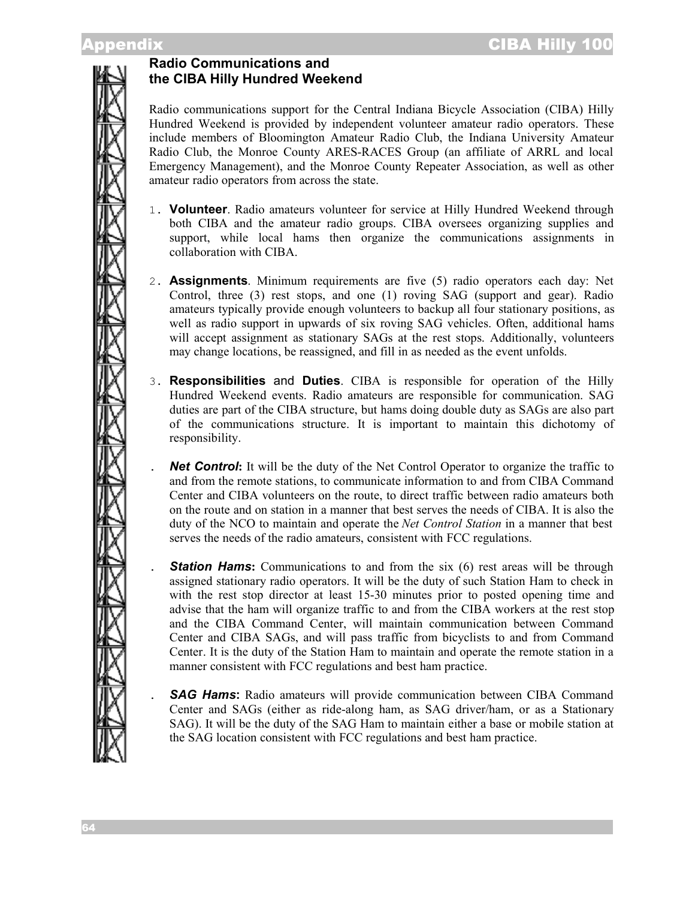## Radio Communications and the CIBA Hilly Hundred Weekend

Radio communications support for the Central Indiana Bicycle Association (CIBA) Hilly Hundred Weekend is provided by independent volunteer amateur radio operators. These include members of Bloomington Amateur Radio Club, the Indiana University Amateur Radio Club, the Monroe County ARES-RACES Group (an affiliate of ARRL and local Emergency Management), and the Monroe County Repeater Association, as well as other amateur radio operators from across the state.

1. **Volunteer**. Radio amateurs volunteer for service at Hilly Hundred Weekend through both CIBA and the amateur radio groups. CIBA oversees organizing supplies and support, while local hams then organize the communications assignments in collaboration with CIBA.

2. **Assignments**. Minimum requirements are five (5) radio operators each day: Net Control, three (3) rest stops, and one (1) roving SAG (support and gear). Radio amateurs typically provide enough volunteers to backup all four stationary positions, as well as radio support in upwards of six roving SAG vehicles. Often, additional hams will accept assignment as stationary SAGs at the rest stops. Additionally, volunteers may change locations, be reassigned, and fill in as needed as the event unfolds.

3. **Responsibilities** and **Duties**. CIBA is responsible for operation of the Hilly Hundred Weekend events. Radio amateurs are responsible for communication. SAG duties are part of the CIBA structure, but hams doing double duty as SAGs are also part of the communications structure. It is important to maintain this dichotomy of responsibility.

   - ***Net Control*****:** It will be the duty of the Net Control Operator to organize the traffic to and from the remote stations, to communicate information to and from CIBA Command Center and CIBA volunteers on the route, to direct traffic between radio amateurs both on the route and on station in a manner that best serves the needs of CIBA. It is also the duty of the NCO to maintain and operate the *Net Control Station* in a manner that best serves the needs of the radio amateurs, consistent with FCC regulations.

   - ***Station Hams*****:** Communications to and from the six (6) rest areas will be through assigned stationary radio operators. It will be the duty of such Station Ham to check in with the rest stop director at least 15-30 minutes prior to posted opening time and advise that the ham will organize traffic to and from the CIBA workers at the rest stop and the CIBA Command Center, will maintain communication between Command Center and CIBA SAGs, and will pass traffic from bicyclists to and from Command Center. It is the duty of the Station Ham to maintain and operate the remote station in a manner consistent with FCC regulations and best ham practice.

   - ***SAG Hams*****:** Radio amateurs will provide communication between CIBA Command Center and SAGs (either as ride-along ham, as SAG driver/ham, or as a Stationary SAG). It will be the duty of the SAG Ham to maintain either a base or mobile station at the SAG location consistent with FCC regulations and best ham practice.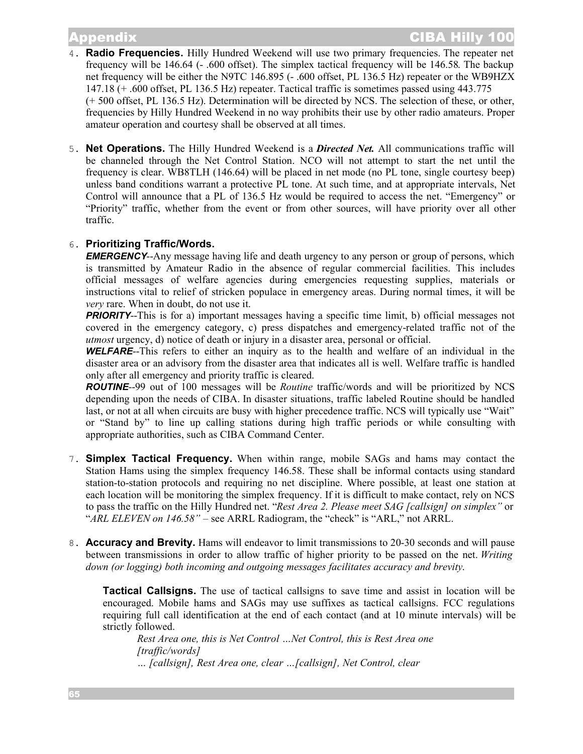4. **Radio Frequencies.** Hilly Hundred Weekend will use two primary frequencies. The repeater net frequency will be 146.64 (- .600 offset). The simplex tactical frequency will be 146.58. The backup net frequency will be either the N9TC 146.895 (- .600 offset, PL 136.5 Hz) repeater or the WB9HZX 147.18 (+ .600 offset, PL 136.5 Hz) repeater. Tactical traffic is sometimes passed using 443.775 (+ 500 offset, PL 136.5 Hz). Determination will be directed by NCS. The selection of these, or other, frequencies by Hilly Hundred Weekend in no way prohibits their use by other radio amateurs. Proper amateur operation and courtesy shall be observed at all times.

5. **Net Operations.** The Hilly Hundred Weekend is a ***Directed Net.*** All communications traffic will be channeled through the Net Control Station. NCO will not attempt to start the net until the frequency is clear. WB8TLH (146.64) will be placed in net mode (no PL tone, single courtesy beep) unless band conditions warrant a protective PL tone. At such time, and at appropriate intervals, Net Control will announce that a PL of 136.5 Hz would be required to access the net. "Emergency" or "Priority" traffic, whether from the event or from other sources, will have priority over all other traffic.

6. **Prioritizing Traffic/Words.**
   ***EMERGENCY***--Any message having life and death urgency to any person or group of persons, which is transmitted by Amateur Radio in the absence of regular commercial facilities. This includes official messages of welfare agencies during emergencies requesting supplies, materials or instructions vital to relief of stricken populace in emergency areas. During normal times, it will be *very* rare. When in doubt, do not use it.
   ***PRIORITY***--This is for a) important messages having a specific time limit, b) official messages not covered in the emergency category, c) press dispatches and emergency-related traffic not of the *utmost* urgency, d) notice of death or injury in a disaster area, personal or official.
   ***WELFARE***--This refers to either an inquiry as to the health and welfare of an individual in the disaster area or an advisory from the disaster area that indicates all is well. Welfare traffic is handled only after all emergency and priority traffic is cleared.
   ***ROUTINE***--99 out of 100 messages will be *Routine* traffic/words and will be prioritized by NCS depending upon the needs of CIBA. In disaster situations, traffic labeled Routine should be handled last, or not at all when circuits are busy with higher precedence traffic. NCS will typically use "Wait" or "Stand by" to line up calling stations during high traffic periods or while consulting with appropriate authorities, such as CIBA Command Center.

7. **Simplex Tactical Frequency.** When within range, mobile SAGs and hams may contact the Station Hams using the simplex frequency 146.58. These shall be informal contacts using standard station-to-station protocols and requiring no net discipline. Where possible, at least one station at each location will be monitoring the simplex frequency. If it is difficult to make contact, rely on NCS to pass the traffic on the Hilly Hundred net. "*Rest Area 2. Please meet SAG [callsign] on simplex"* or "*ARL ELEVEN on 146.58"* – see ARRL Radiogram, the "check" is "ARL," not ARRL.

8. **Accuracy and Brevity.** Hams will endeavor to limit transmissions to 20-30 seconds and will pause between transmissions in order to allow traffic of higher priority to be passed on the net. *Writing down (or logging) both incoming and outgoing messages facilitates accuracy and brevity.*

   **Tactical Callsigns.** The use of tactical callsigns to save time and assist in location will be encouraged. Mobile hams and SAGs may use suffixes as tactical callsigns. FCC regulations requiring full call identification at the end of each contact (and at 10 minute intervals) will be strictly followed.

   *Rest Area one, this is Net Control …Net Control, this is Rest Area one*
   *[traffic/words]*
   *… [callsign], Rest Area one, clear …[callsign], Net Control, clear*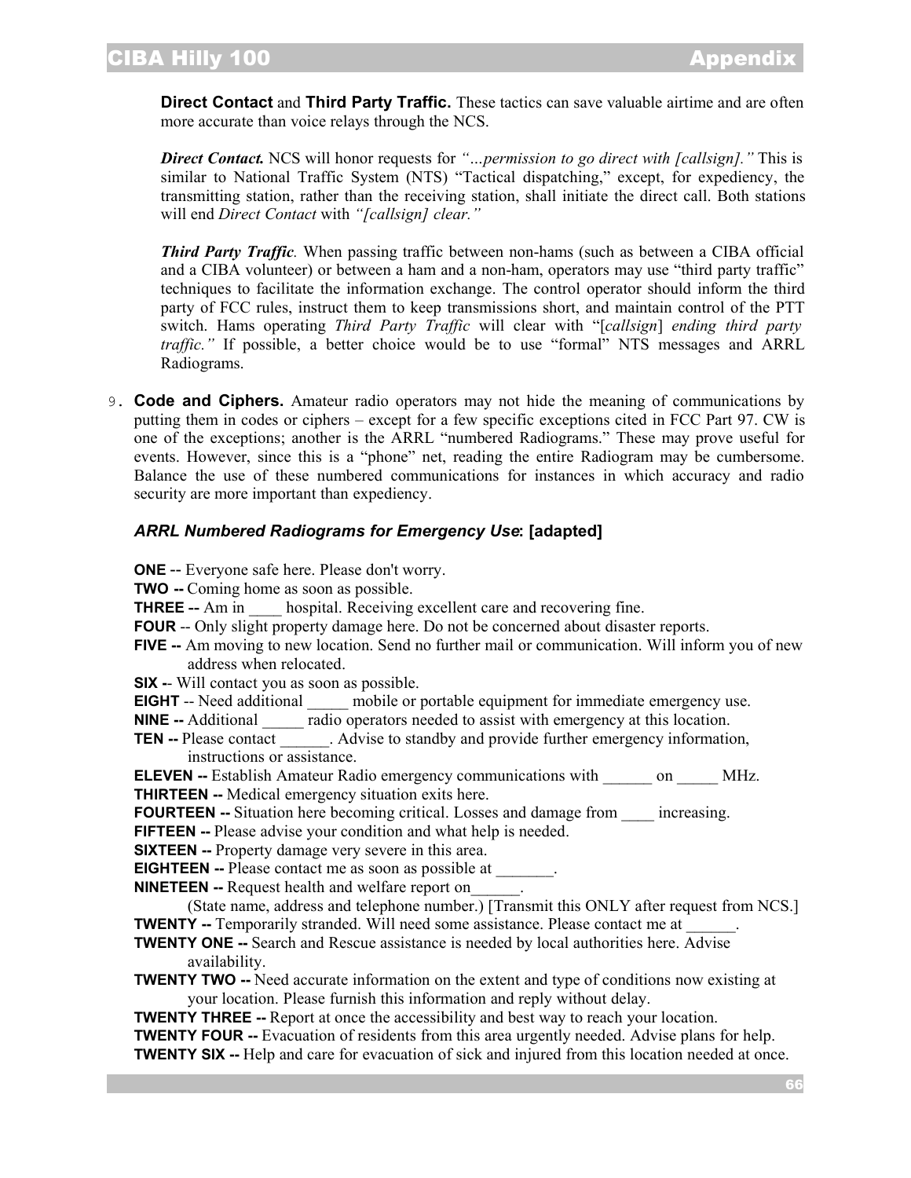**Direct Contact** and **Third Party Traffic.** These tactics can save valuable airtime and are often more accurate than voice relays through the NCS.

***Direct Contact.*** NCS will honor requests for *"…permission to go direct with [callsign]."* This is similar to National Traffic System (NTS) "Tactical dispatching," except, for expediency, the transmitting station, rather than the receiving station, shall initiate the direct call. Both stations will end *Direct Contact* with *"[callsign] clear."*

***Third Party Traffic.*** When passing traffic between non-hams (such as between a CIBA official and a CIBA volunteer) or between a ham and a non-ham, operators may use "third party traffic" techniques to facilitate the information exchange. The control operator should inform the third party of FCC rules, instruct them to keep transmissions short, and maintain control of the PTT switch. Hams operating *Third Party Traffic* will clear with "[*callsign*] *ending third party traffic."* If possible, a better choice would be to use "formal" NTS messages and ARRL Radiograms.

9. **Code and Ciphers.** Amateur radio operators may not hide the meaning of communications by putting them in codes or ciphers – except for a few specific exceptions cited in FCC Part 97. CW is one of the exceptions; another is the ARRL "numbered Radiograms." These may prove useful for events. However, since this is a "phone" net, reading the entire Radiogram may be cumbersome. Balance the use of these numbered communications for instances in which accuracy and radio security are more important than expediency.

### *ARRL Numbered Radiograms for Emergency Use*: [adapted]

**ONE** -- Everyone safe here. Please don't worry.
**TWO --** Coming home as soon as possible.
**THREE --** Am in ____ hospital. Receiving excellent care and recovering fine.
**FOUR** -- Only slight property damage here. Do not be concerned about disaster reports.
**FIVE --** Am moving to new location. Send no further mail or communication. Will inform you of new address when relocated.
**SIX --** Will contact you as soon as possible.
**EIGHT** -- Need additional _____ mobile or portable equipment for immediate emergency use.
**NINE --** Additional _____ radio operators needed to assist with emergency at this location.
**TEN --** Please contact ______. Advise to standby and provide further emergency information, instructions or assistance.
**ELEVEN --** Establish Amateur Radio emergency communications with ______ on _____ MHz.
**THIRTEEN --** Medical emergency situation exits here.
**FOURTEEN --** Situation here becoming critical. Losses and damage from ____ increasing.
**FIFTEEN --** Please advise your condition and what help is needed.
**SIXTEEN --** Property damage very severe in this area.
**EIGHTEEN --** Please contact me as soon as possible at _______.
**NINETEEN --** Request health and welfare report on______.
(State name, address and telephone number.) [Transmit this ONLY after request from NCS.]
**TWENTY --** Temporarily stranded. Will need some assistance. Please contact me at ______.
**TWENTY ONE --** Search and Rescue assistance is needed by local authorities here. Advise availability.
**TWENTY TWO --** Need accurate information on the extent and type of conditions now existing at your location. Please furnish this information and reply without delay.
**TWENTY THREE --** Report at once the accessibility and best way to reach your location.
**TWENTY FOUR --** Evacuation of residents from this area urgently needed. Advise plans for help.
**TWENTY SIX --** Help and care for evacuation of sick and injured from this location needed at once.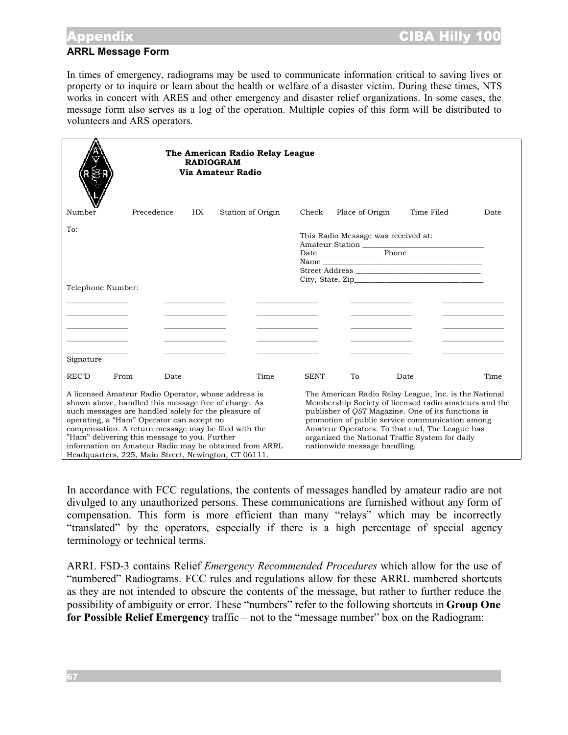## ARRL Message Form

In times of emergency, radiograms may be used to communicate information critical to saving lives or property or to inquire or learn about the health or welfare of a disaster victim. During these times, NTS works in concert with ARES and other emergency and disaster relief organizations. In some cases, the message form also serves as a log of the operation. Multiple copies of this form will be distributed to volunteers and ARS operators.

**The American Radio Relay League**
**RADIOGRAM**
**Via Amateur Radio**

| Number | Precedence | HX | Station of Origin | Check | Place of Origin | Time Filed | Date |
|---|---|---|---|---|---|---|---|

To:

This Radio Message was received at:
Amateur Station ______________________________
Date________________ Phone __________________
Name ________________________________________
Street Address _________________________________
City, State, Zip_________________________________

Telephone Number:

| _______________ | _______________ | _______________ | _______________ | _______________ |
|---|---|---|---|---|
| _______________ | _______________ | _______________ | _______________ | _______________ |
| _______________ | _______________ | _______________ | _______________ | _______________ |
| _______________ | _______________ | _______________ | _______________ | _______________ |
| _______________ | _______________ | _______________ | _______________ | _______________ |

Signature

| REC'D | From | Date | Time | SENT | To | Date | Time |
|---|---|---|---|---|---|---|---|

A licensed Amateur Radio Operator, whose address is shown above, handled this message free of charge. As such messages are handled solely for the pleasure of operating, a "Ham" Operator can accept no compensation. A return message may be filed with the "Ham" delivering this message to you. Further information on Amateur Radio may be obtained from ARRL Headquarters, 225, Main Street, Newington, CT 06111.

The American Radio Relay League, Inc. is the National Membership Society of licensed radio amateurs and the publisher of *QST* Magazine. One of its functions is promotion of public service communication among Amateur Operators. To that end, The League has organized the National Traffic System for daily nationwide message handling.

In accordance with FCC regulations, the contents of messages handled by amateur radio are not divulged to any unauthorized persons. These communications are furnished without any form of compensation. This form is more efficient than many "relays" which may be incorrectly "translated" by the operators, especially if there is a high percentage of special agency terminology or technical terms.

ARRL FSD-3 contains Relief *Emergency Recommended Procedures* which allow for the use of "numbered" Radiograms. FCC rules and regulations allow for these ARRL numbered shortcuts as they are not intended to obscure the contents of the message, but rather to further reduce the possibility of ambiguity or error. These "numbers" refer to the following shortcuts in **Group One for Possible Relief Emergency** traffic – not to the "message number" box on the Radiogram: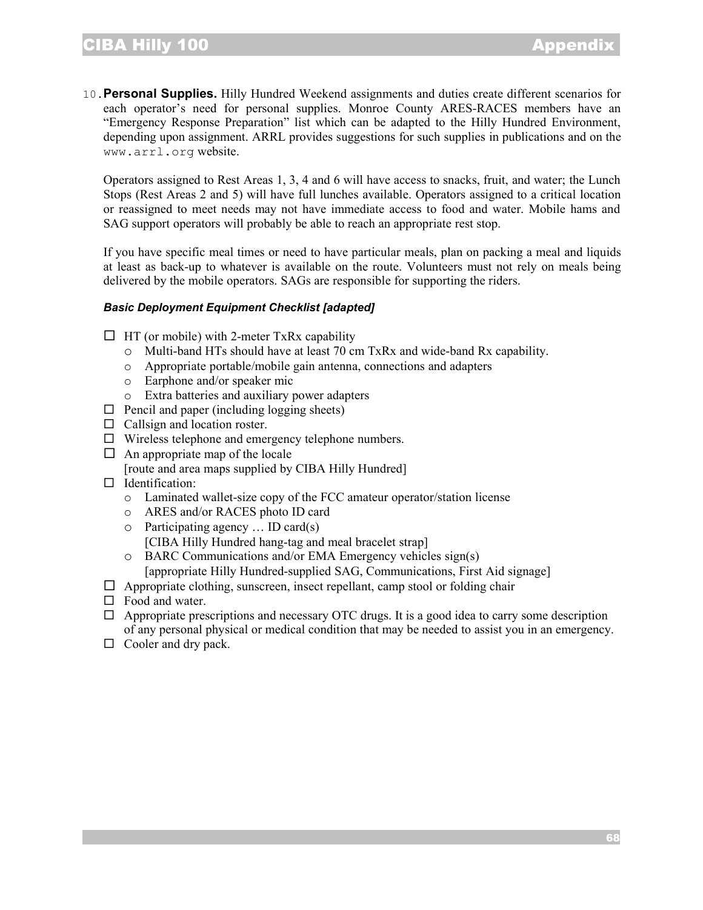10. **Personal Supplies.** Hilly Hundred Weekend assignments and duties create different scenarios for each operator's need for personal supplies. Monroe County ARES-RACES members have an "Emergency Response Preparation" list which can be adapted to the Hilly Hundred Environment, depending upon assignment. ARRL provides suggestions for such supplies in publications and on the `www.arrl.org` website.

    Operators assigned to Rest Areas 1, 3, 4 and 6 will have access to snacks, fruit, and water; the Lunch Stops (Rest Areas 2 and 5) will have full lunches available. Operators assigned to a critical location or reassigned to meet needs may not have immediate access to food and water. Mobile hams and SAG support operators will probably be able to reach an appropriate rest stop.

    If you have specific meal times or need to have particular meals, plan on packing a meal and liquids at least as back-up to whatever is available on the route. Volunteers must not rely on meals being delivered by the mobile operators. SAGs are responsible for supporting the riders.

    ***Basic Deployment Equipment Checklist [adapted]***

    - ☐ HT (or mobile) with 2-meter TxRx capability
        - Multi-band HTs should have at least 70 cm TxRx and wide-band Rx capability.
        - Appropriate portable/mobile gain antenna, connections and adapters
        - Earphone and/or speaker mic
        - Extra batteries and auxiliary power adapters
    - ☐ Pencil and paper (including logging sheets)
    - ☐ Callsign and location roster.
    - ☐ Wireless telephone and emergency telephone numbers.
    - ☐ An appropriate map of the locale
      [route and area maps supplied by CIBA Hilly Hundred]
    - ☐ Identification:
        - Laminated wallet-size copy of the FCC amateur operator/station license
        - ARES and/or RACES photo ID card
        - Participating agency … ID card(s)
          [CIBA Hilly Hundred hang-tag and meal bracelet strap]
        - BARC Communications and/or EMA Emergency vehicles sign(s)
          [appropriate Hilly Hundred-supplied SAG, Communications, First Aid signage]
    - ☐ Appropriate clothing, sunscreen, insect repellant, camp stool or folding chair
    - ☐ Food and water.
    - ☐ Appropriate prescriptions and necessary OTC drugs. It is a good idea to carry some description of any personal physical or medical condition that may be needed to assist you in an emergency.
    - ☐ Cooler and dry pack.